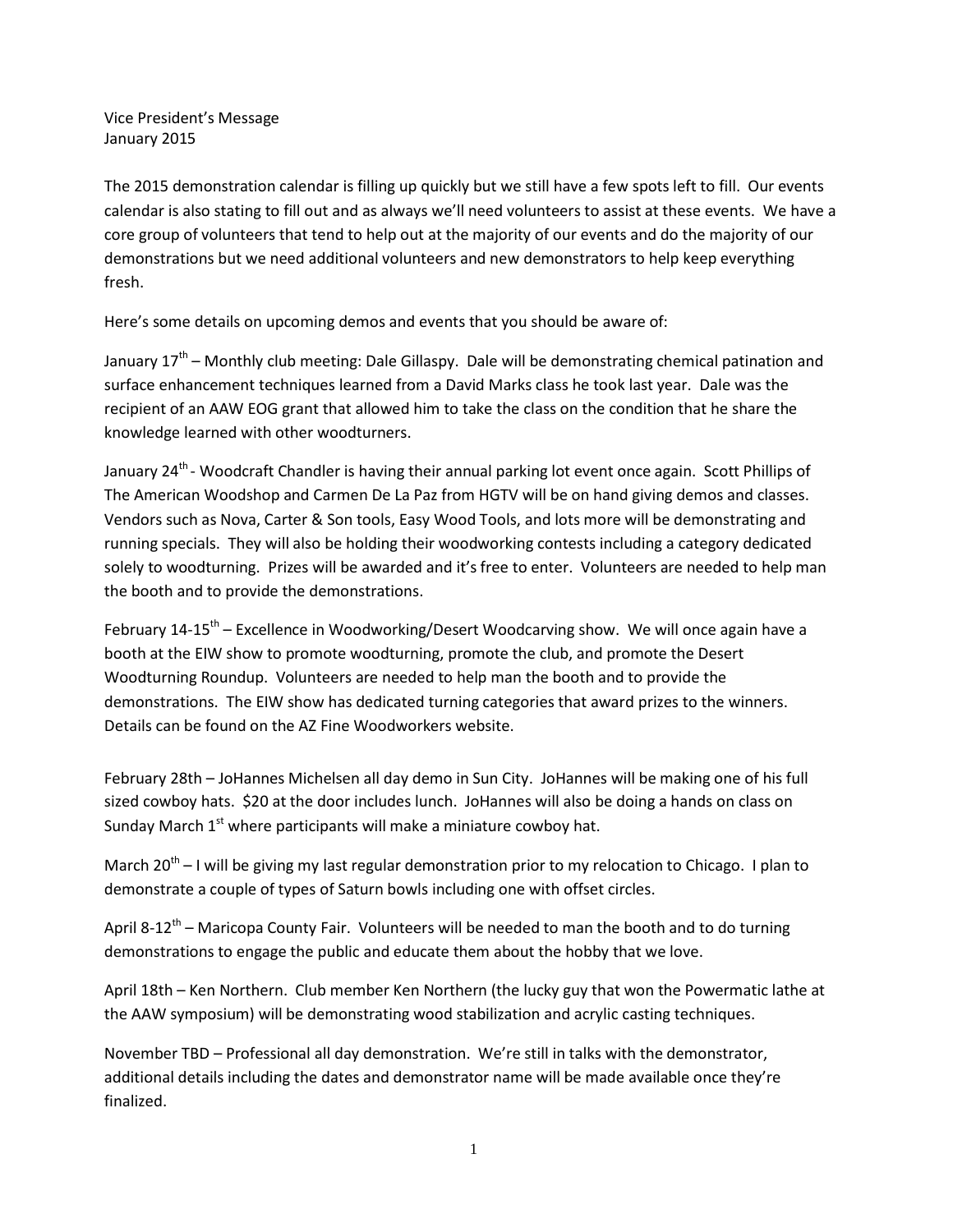Vice President's Message
January 2015

The 2015 demonstration calendar is filling up quickly but we still have a few spots left to fill. Our events calendar is also stating to fill out and as always we'll need volunteers to assist at these events. We have a core group of volunteers that tend to help out at the majority of our events and do the majority of our demonstrations but we need additional volunteers and new demonstrators to help keep everything fresh.

Here's some details on upcoming demos and events that you should be aware of:

January 17th – Monthly club meeting: Dale Gillaspy. Dale will be demonstrating chemical patination and surface enhancement techniques learned from a David Marks class he took last year. Dale was the recipient of an AAW EOG grant that allowed him to take the class on the condition that he share the knowledge learned with other woodturners.

January 24th - Woodcraft Chandler is having their annual parking lot event once again. Scott Phillips of The American Woodshop and Carmen De La Paz from HGTV will be on hand giving demos and classes. Vendors such as Nova, Carter & Son tools, Easy Wood Tools, and lots more will be demonstrating and running specials. They will also be holding their woodworking contests including a category dedicated solely to woodturning. Prizes will be awarded and it's free to enter. Volunteers are needed to help man the booth and to provide the demonstrations.

February 14-15th – Excellence in Woodworking/Desert Woodcarving show. We will once again have a booth at the EIW show to promote woodturning, promote the club, and promote the Desert Woodturning Roundup. Volunteers are needed to help man the booth and to provide the demonstrations. The EIW show has dedicated turning categories that award prizes to the winners. Details can be found on the AZ Fine Woodworkers website.

February 28th – JoHannes Michelsen all day demo in Sun City. JoHannes will be making one of his full sized cowboy hats. $20 at the door includes lunch. JoHannes will also be doing a hands on class on Sunday March 1st where participants will make a miniature cowboy hat.

March 20th – I will be giving my last regular demonstration prior to my relocation to Chicago. I plan to demonstrate a couple of types of Saturn bowls including one with offset circles.

April 8-12th – Maricopa County Fair. Volunteers will be needed to man the booth and to do turning demonstrations to engage the public and educate them about the hobby that we love.

April 18th – Ken Northern. Club member Ken Northern (the lucky guy that won the Powermatic lathe at the AAW symposium) will be demonstrating wood stabilization and acrylic casting techniques.

November TBD – Professional all day demonstration. We're still in talks with the demonstrator, additional details including the dates and demonstrator name will be made available once they're finalized.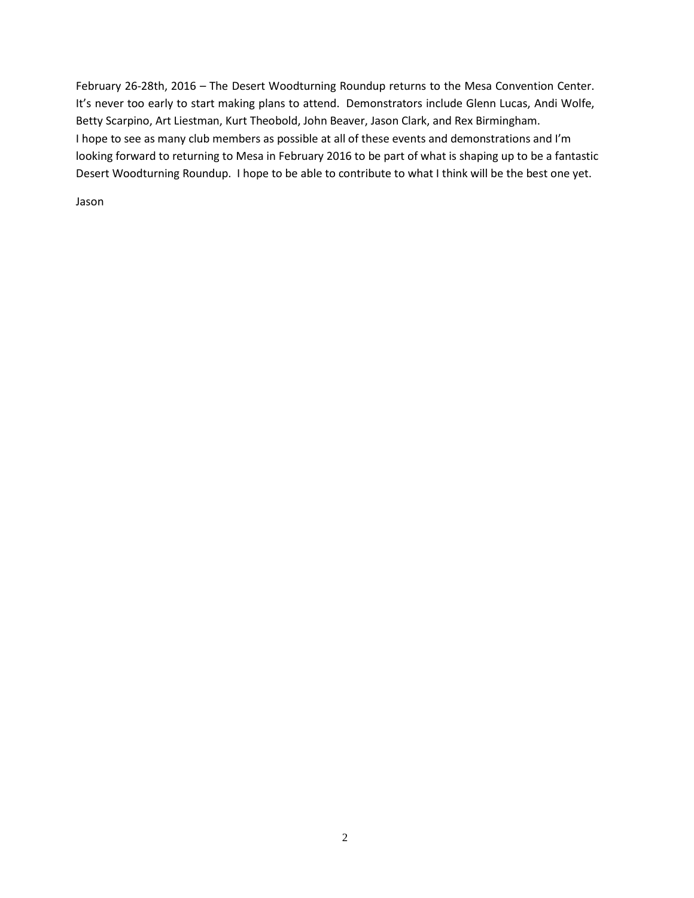February 26-28th, 2016 – The Desert Woodturning Roundup returns to the Mesa Convention Center. It's never too early to start making plans to attend. Demonstrators include Glenn Lucas, Andi Wolfe, Betty Scarpino, Art Liestman, Kurt Theobold, John Beaver, Jason Clark, and Rex Birmingham.
I hope to see as many club members as possible at all of these events and demonstrations and I'm looking forward to returning to Mesa in February 2016 to be part of what is shaping up to be a fantastic Desert Woodturning Roundup. I hope to be able to contribute to what I think will be the best one yet.

Jason